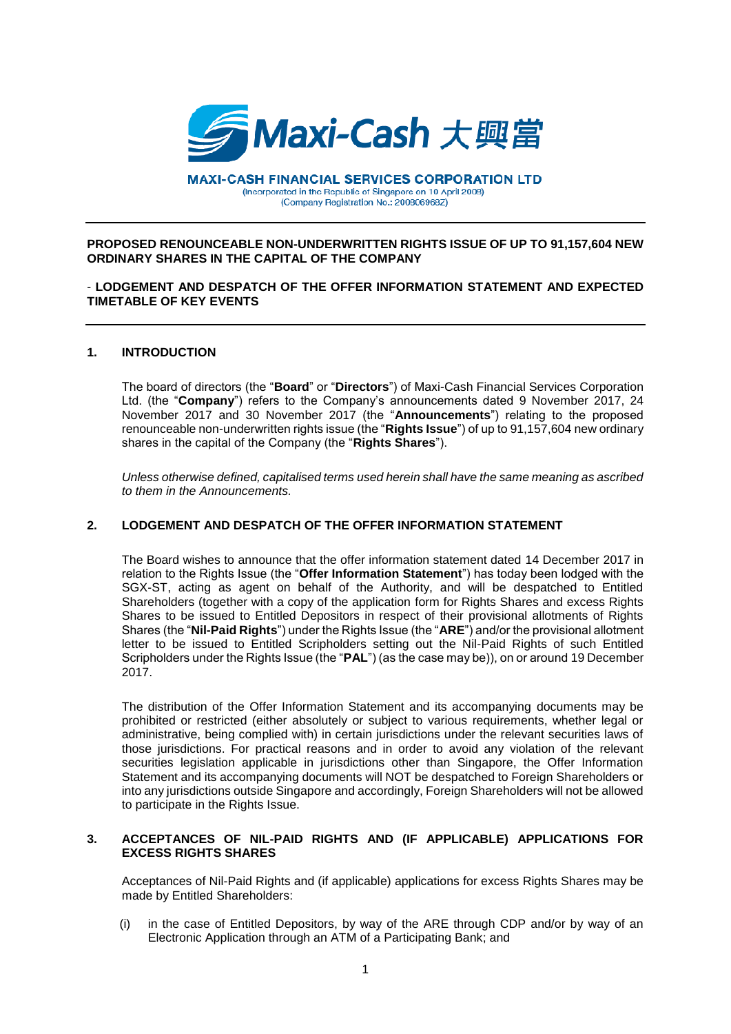Maxi-Cash 大興當

**MAXI-CASH FINANCIAL SERVICES CORPORATION LTD**
(Incorporated in the Republic of Singapore on 10 April 2008)
(Company Registration No.: 200806968Z)

---

**PROPOSED RENOUNCEABLE NON-UNDERWRITTEN RIGHTS ISSUE OF UP TO 91,157,604 NEW ORDINARY SHARES IN THE CAPITAL OF THE COMPANY**

**- LODGEMENT AND DESPATCH OF THE OFFER INFORMATION STATEMENT AND EXPECTED TIMETABLE OF KEY EVENTS**

---

## 1. INTRODUCTION

The board of directors (the "**Board**" or "**Directors**") of Maxi-Cash Financial Services Corporation Ltd. (the "**Company**") refers to the Company's announcements dated 9 November 2017, 24 November 2017 and 30 November 2017 (the "**Announcements**") relating to the proposed renounceable non-underwritten rights issue (the "**Rights Issue**") of up to 91,157,604 new ordinary shares in the capital of the Company (the "**Rights Shares**").

*Unless otherwise defined, capitalised terms used herein shall have the same meaning as ascribed to them in the Announcements.*

## 2. LODGEMENT AND DESPATCH OF THE OFFER INFORMATION STATEMENT

The Board wishes to announce that the offer information statement dated 14 December 2017 in relation to the Rights Issue (the "**Offer Information Statement**") has today been lodged with the SGX-ST, acting as agent on behalf of the Authority, and will be despatched to Entitled Shareholders (together with a copy of the application form for Rights Shares and excess Rights Shares to be issued to Entitled Depositors in respect of their provisional allotments of Rights Shares (the "**Nil-Paid Rights**") under the Rights Issue (the "**ARE**") and/or the provisional allotment letter to be issued to Entitled Scripholders setting out the Nil-Paid Rights of such Entitled Scripholders under the Rights Issue (the "**PAL**") (as the case may be)), on or around 19 December 2017.

The distribution of the Offer Information Statement and its accompanying documents may be prohibited or restricted (either absolutely or subject to various requirements, whether legal or administrative, being complied with) in certain jurisdictions under the relevant securities laws of those jurisdictions. For practical reasons and in order to avoid any violation of the relevant securities legislation applicable in jurisdictions other than Singapore, the Offer Information Statement and its accompanying documents will NOT be despatched to Foreign Shareholders or into any jurisdictions outside Singapore and accordingly, Foreign Shareholders will not be allowed to participate in the Rights Issue.

## 3. ACCEPTANCES OF NIL-PAID RIGHTS AND (IF APPLICABLE) APPLICATIONS FOR EXCESS RIGHTS SHARES

Acceptances of Nil-Paid Rights and (if applicable) applications for excess Rights Shares may be made by Entitled Shareholders:

(i) in the case of Entitled Depositors, by way of the ARE through CDP and/or by way of an Electronic Application through an ATM of a Participating Bank; and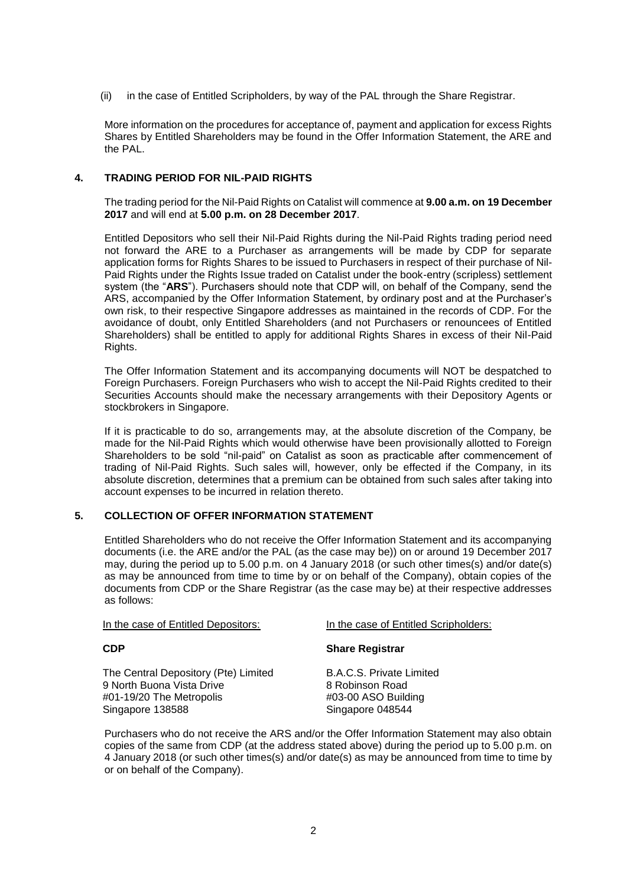(ii) in the case of Entitled Scripholders, by way of the PAL through the Share Registrar.

More information on the procedures for acceptance of, payment and application for excess Rights Shares by Entitled Shareholders may be found in the Offer Information Statement, the ARE and the PAL.

## 4. TRADING PERIOD FOR NIL-PAID RIGHTS

The trading period for the Nil-Paid Rights on Catalist will commence at **9.00 a.m. on 19 December 2017** and will end at **5.00 p.m. on 28 December 2017**.

Entitled Depositors who sell their Nil-Paid Rights during the Nil-Paid Rights trading period need not forward the ARE to a Purchaser as arrangements will be made by CDP for separate application forms for Rights Shares to be issued to Purchasers in respect of their purchase of Nil-Paid Rights under the Rights Issue traded on Catalist under the book-entry (scripless) settlement system (the "**ARS**"). Purchasers should note that CDP will, on behalf of the Company, send the ARS, accompanied by the Offer Information Statement, by ordinary post and at the Purchaser's own risk, to their respective Singapore addresses as maintained in the records of CDP. For the avoidance of doubt, only Entitled Shareholders (and not Purchasers or renouncees of Entitled Shareholders) shall be entitled to apply for additional Rights Shares in excess of their Nil-Paid Rights.

The Offer Information Statement and its accompanying documents will NOT be despatched to Foreign Purchasers. Foreign Purchasers who wish to accept the Nil-Paid Rights credited to their Securities Accounts should make the necessary arrangements with their Depository Agents or stockbrokers in Singapore.

If it is practicable to do so, arrangements may, at the absolute discretion of the Company, be made for the Nil-Paid Rights which would otherwise have been provisionally allotted to Foreign Shareholders to be sold "nil-paid" on Catalist as soon as practicable after commencement of trading of Nil-Paid Rights. Such sales will, however, only be effected if the Company, in its absolute discretion, determines that a premium can be obtained from such sales after taking into account expenses to be incurred in relation thereto.

## 5. COLLECTION OF OFFER INFORMATION STATEMENT

Entitled Shareholders who do not receive the Offer Information Statement and its accompanying documents (i.e. the ARE and/or the PAL (as the case may be)) on or around 19 December 2017 may, during the period up to 5.00 p.m. on 4 January 2018 (or such other times(s) and/or date(s) as may be announced from time to time by or on behalf of the Company), obtain copies of the documents from CDP or the Share Registrar (as the case may be) at their respective addresses as follows:

| In the case of Entitled Depositors: | In the case of Entitled Scripholders: |
|---|---|
| **CDP** | **Share Registrar** |
| The Central Depository (Pte) Limited<br>9 North Buona Vista Drive<br>#01-19/20 The Metropolis<br>Singapore 138588 | B.A.C.S. Private Limited<br>8 Robinson Road<br>#03-00 ASO Building<br>Singapore 048544 |

Purchasers who do not receive the ARS and/or the Offer Information Statement may also obtain copies of the same from CDP (at the address stated above) during the period up to 5.00 p.m. on 4 January 2018 (or such other times(s) and/or date(s) as may be announced from time to time by or on behalf of the Company).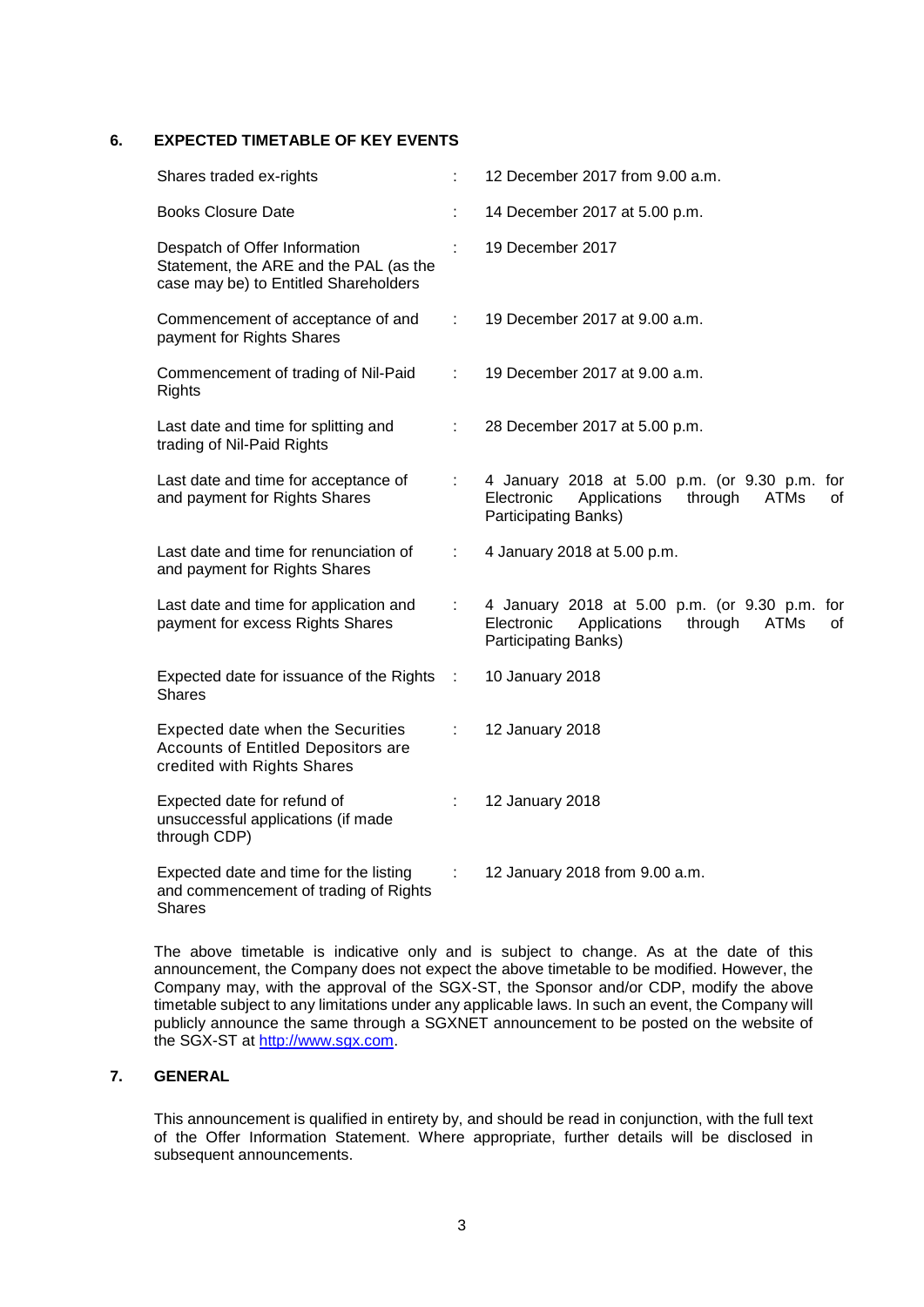## 6. EXPECTED TIMETABLE OF KEY EVENTS

| | | |
|---|---|---|
| Shares traded ex-rights | : | 12 December 2017 from 9.00 a.m. |
| Books Closure Date | : | 14 December 2017 at 5.00 p.m. |
| Despatch of Offer Information Statement, the ARE and the PAL (as the case may be) to Entitled Shareholders | : | 19 December 2017 |
| Commencement of acceptance of and payment for Rights Shares | : | 19 December 2017 at 9.00 a.m. |
| Commencement of trading of Nil-Paid Rights | : | 19 December 2017 at 9.00 a.m. |
| Last date and time for splitting and trading of Nil-Paid Rights | : | 28 December 2017 at 5.00 p.m. |
| Last date and time for acceptance of and payment for Rights Shares | : | 4 January 2018 at 5.00 p.m. (or 9.30 p.m. for Electronic Applications through ATMs of Participating Banks) |
| Last date and time for renunciation of and payment for Rights Shares | : | 4 January 2018 at 5.00 p.m. |
| Last date and time for application and payment for excess Rights Shares | : | 4 January 2018 at 5.00 p.m. (or 9.30 p.m. for Electronic Applications through ATMs of Participating Banks) |
| Expected date for issuance of the Rights Shares | : | 10 January 2018 |
| Expected date when the Securities Accounts of Entitled Depositors are credited with Rights Shares | : | 12 January 2018 |
| Expected date for refund of unsuccessful applications (if made through CDP) | : | 12 January 2018 |
| Expected date and time for the listing and commencement of trading of Rights Shares | : | 12 January 2018 from 9.00 a.m. |

The above timetable is indicative only and is subject to change. As at the date of this announcement, the Company does not expect the above timetable to be modified. However, the Company may, with the approval of the SGX-ST, the Sponsor and/or CDP, modify the above timetable subject to any limitations under any applicable laws. In such an event, the Company will publicly announce the same through a SGXNET announcement to be posted on the website of the SGX-ST at http://www.sgx.com.

## 7. GENERAL

This announcement is qualified in entirety by, and should be read in conjunction, with the full text of the Offer Information Statement. Where appropriate, further details will be disclosed in subsequent announcements.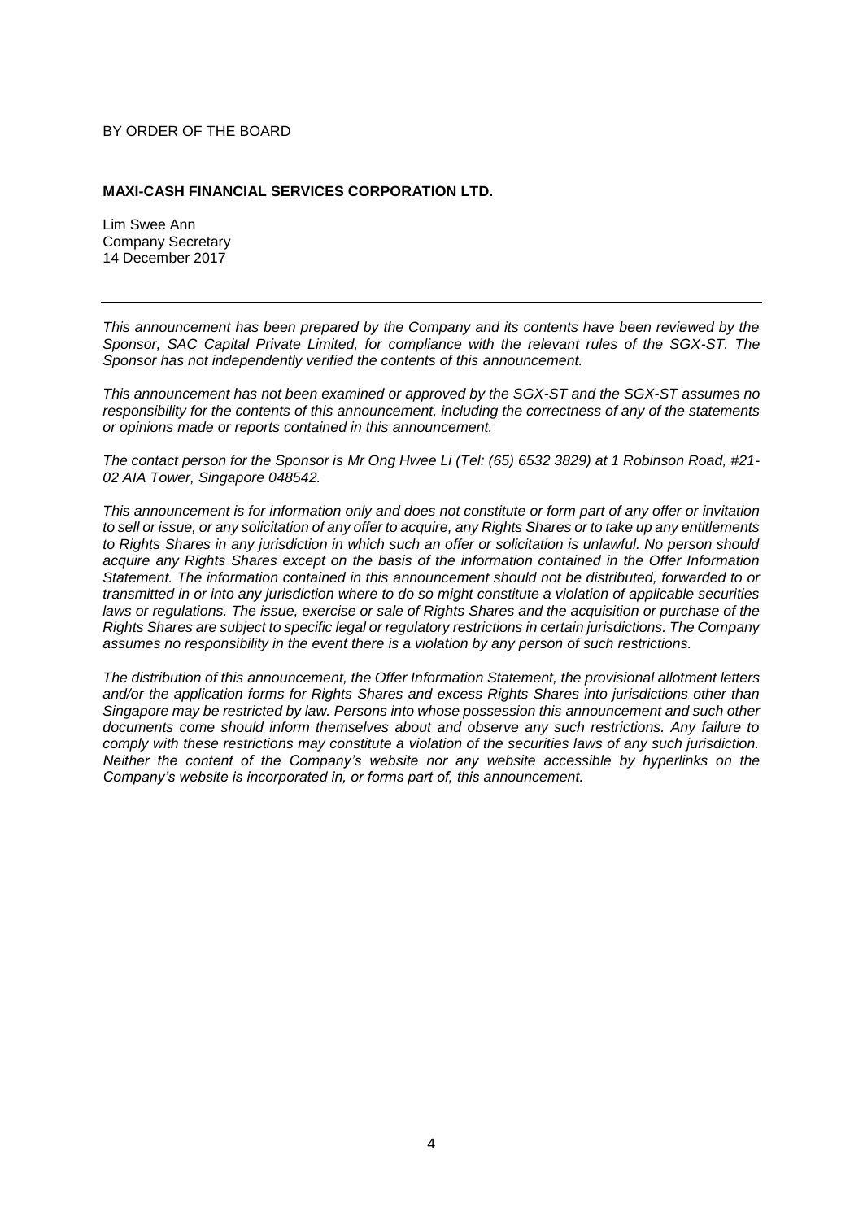BY ORDER OF THE BOARD

**MAXI-CASH FINANCIAL SERVICES CORPORATION LTD.**

Lim Swee Ann
Company Secretary
14 December 2017

---

*This announcement has been prepared by the Company and its contents have been reviewed by the Sponsor, SAC Capital Private Limited, for compliance with the relevant rules of the SGX-ST. The Sponsor has not independently verified the contents of this announcement.*

*This announcement has not been examined or approved by the SGX-ST and the SGX-ST assumes no responsibility for the contents of this announcement, including the correctness of any of the statements or opinions made or reports contained in this announcement.*

*The contact person for the Sponsor is Mr Ong Hwee Li (Tel: (65) 6532 3829) at 1 Robinson Road, #21-02 AIA Tower, Singapore 048542.*

*This announcement is for information only and does not constitute or form part of any offer or invitation to sell or issue, or any solicitation of any offer to acquire, any Rights Shares or to take up any entitlements to Rights Shares in any jurisdiction in which such an offer or solicitation is unlawful. No person should acquire any Rights Shares except on the basis of the information contained in the Offer Information Statement. The information contained in this announcement should not be distributed, forwarded to or transmitted in or into any jurisdiction where to do so might constitute a violation of applicable securities laws or regulations. The issue, exercise or sale of Rights Shares and the acquisition or purchase of the Rights Shares are subject to specific legal or regulatory restrictions in certain jurisdictions. The Company assumes no responsibility in the event there is a violation by any person of such restrictions.*

*The distribution of this announcement, the Offer Information Statement, the provisional allotment letters and/or the application forms for Rights Shares and excess Rights Shares into jurisdictions other than Singapore may be restricted by law. Persons into whose possession this announcement and such other documents come should inform themselves about and observe any such restrictions. Any failure to comply with these restrictions may constitute a violation of the securities laws of any such jurisdiction. Neither the content of the Company's website nor any website accessible by hyperlinks on the Company's website is incorporated in, or forms part of, this announcement.*